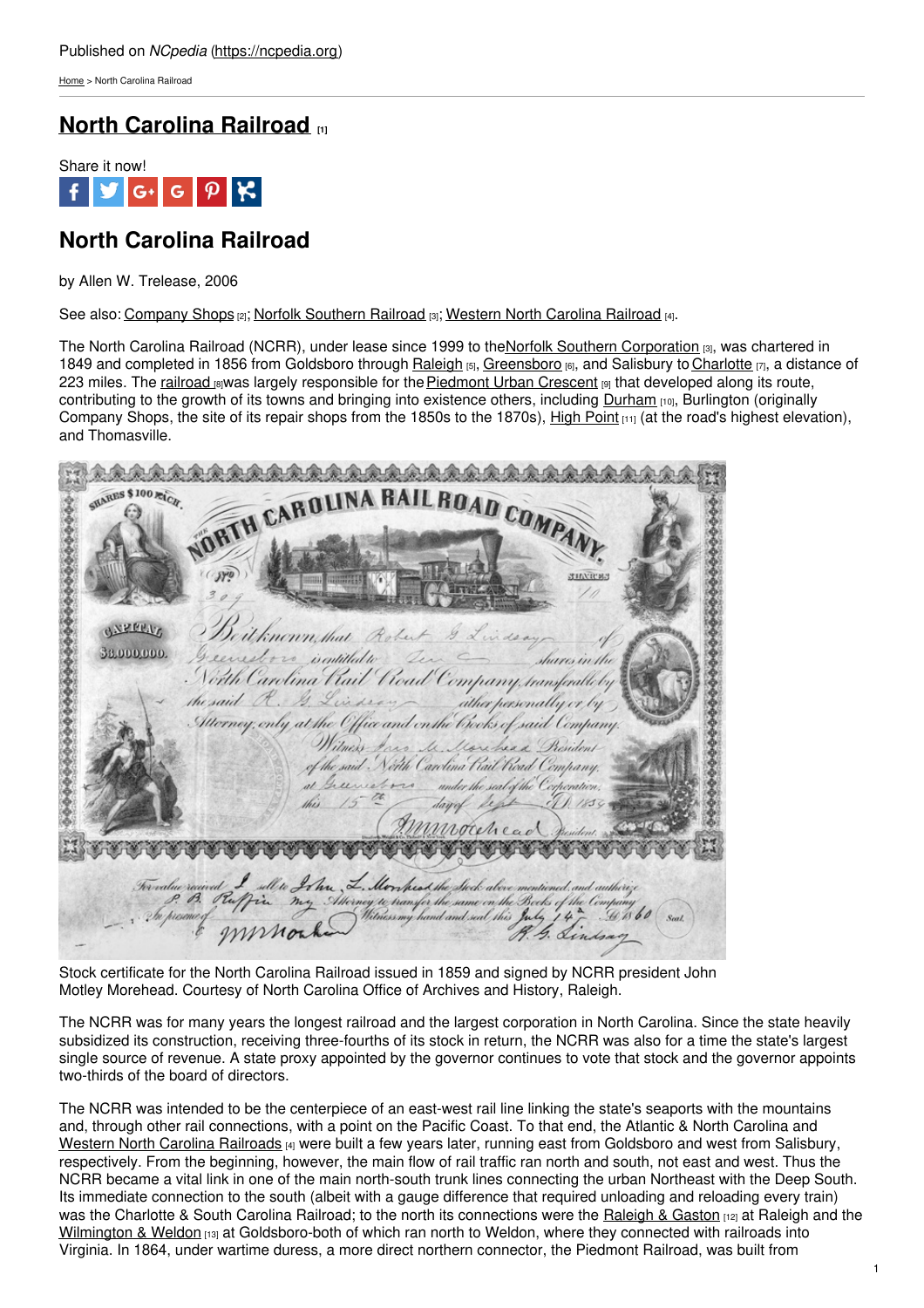Published on *NCpedia* (https://ncpedia.org)

Home > North Carolina Railroad

# North Carolina Railroad [1]

Share it now!

## North Carolina Railroad

by Allen W. Trelease, 2006

See also: Company Shops [2]; Norfolk Southern Railroad [3]; Western North Carolina Railroad [4].

The North Carolina Railroad (NCRR), under lease since 1999 to the Norfolk Southern Corporation [3], was chartered in 1849 and completed in 1856 from Goldsboro through Raleigh [5], Greensboro [6], and Salisbury to Charlotte [7], a distance of 223 miles. The railroad [8] was largely responsible for the Piedmont Urban Crescent [9] that developed along its route, contributing to the growth of its towns and bringing into existence others, including Durham [10], Burlington (originally Company Shops, the site of its repair shops from the 1850s to the 1870s), High Point [11] (at the road's highest elevation), and Thomasville.

Stock certificate for the North Carolina Railroad issued in 1859 and signed by NCRR president John Motley Morehead. Courtesy of North Carolina Office of Archives and History, Raleigh.

The NCRR was for many years the longest railroad and the largest corporation in North Carolina. Since the state heavily subsidized its construction, receiving three-fourths of its stock in return, the NCRR was also for a time the state's largest single source of revenue. A state proxy appointed by the governor continues to vote that stock and the governor appoints two-thirds of the board of directors.

The NCRR was intended to be the centerpiece of an east-west rail line linking the state's seaports with the mountains and, through other rail connections, with a point on the Pacific Coast. To that end, the Atlantic & North Carolina and Western North Carolina Railroads [4] were built a few years later, running east from Goldsboro and west from Salisbury, respectively. From the beginning, however, the main flow of rail traffic ran north and south, not east and west. Thus the NCRR became a vital link in one of the main north-south trunk lines connecting the urban Northeast with the Deep South. Its immediate connection to the south (albeit with a gauge difference that required unloading and reloading every train) was the Charlotte & South Carolina Railroad; to the north its connections were the Raleigh & Gaston [12] at Raleigh and the Wilmington & Weldon [13] at Goldsboro-both of which ran north to Weldon, where they connected with railroads into Virginia. In 1864, under wartime duress, a more direct northern connector, the Piedmont Railroad, was built from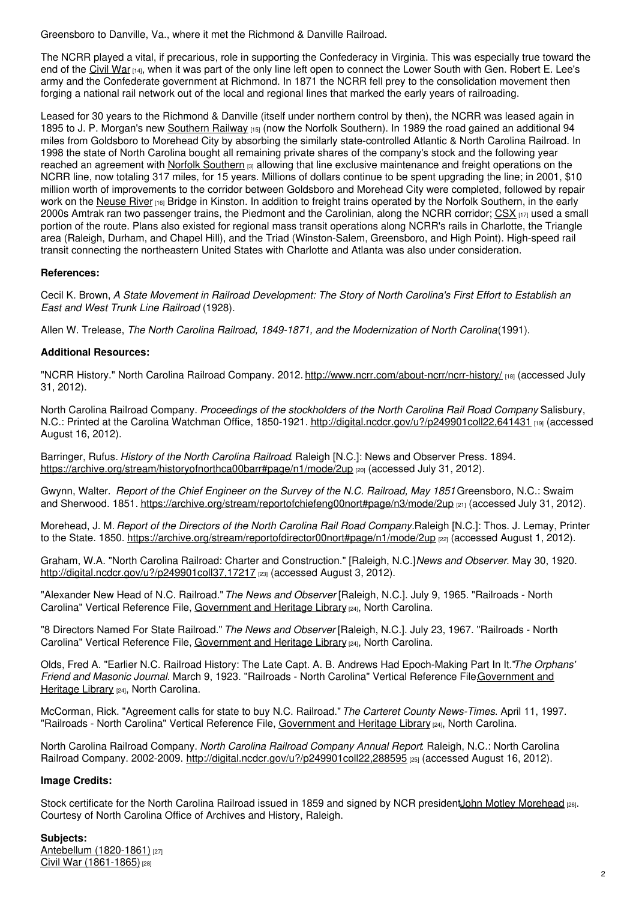Greensboro to Danville, Va., where it met the Richmond & Danville Railroad.

The NCRR played a vital, if precarious, role in supporting the Confederacy in Virginia. This was especially true toward the end of the Civil War [14], when it was part of the only line left open to connect the Lower South with Gen. Robert E. Lee's army and the Confederate government at Richmond. In 1871 the NCRR fell prey to the consolidation movement then forging a national rail network out of the local and regional lines that marked the early years of railroading.

Leased for 30 years to the Richmond & Danville (itself under northern control by then), the NCRR was leased again in 1895 to J. P. Morgan's new Southern Railway [15] (now the Norfolk Southern). In 1989 the road gained an additional 94 miles from Goldsboro to Morehead City by absorbing the similarly state-controlled Atlantic & North Carolina Railroad. In 1998 the state of North Carolina bought all remaining private shares of the company's stock and the following year reached an agreement with Norfolk Southern [3] allowing that line exclusive maintenance and freight operations on the NCRR line, now totaling 317 miles, for 15 years. Millions of dollars continue to be spent upgrading the line; in 2001, $10 million worth of improvements to the corridor between Goldsboro and Morehead City were completed, followed by repair work on the Neuse River [16] Bridge in Kinston. In addition to freight trains operated by the Norfolk Southern, in the early 2000s Amtrak ran two passenger trains, the Piedmont and the Carolinian, along the NCRR corridor; CSX [17] used a small portion of the route. Plans also existed for regional mass transit operations along NCRR's rails in Charlotte, the Triangle area (Raleigh, Durham, and Chapel Hill), and the Triad (Winston-Salem, Greensboro, and High Point). High-speed rail transit connecting the northeastern United States with Charlotte and Atlanta was also under consideration.

**References:**

Cecil K. Brown, *A State Movement in Railroad Development: The Story of North Carolina's First Effort to Establish an East and West Trunk Line Railroad* (1928).

Allen W. Trelease, *The North Carolina Railroad, 1849-1871, and the Modernization of North Carolina*(1991).

**Additional Resources:**

"NCRR History." North Carolina Railroad Company. 2012. http://www.ncrr.com/about-ncrr/ncrr-history/ [18] (accessed July 31, 2012).

North Carolina Railroad Company. *Proceedings of the stockholders of the North Carolina Rail Road Company*. Salisbury, N.C.: Printed at the Carolina Watchman Office, 1850-1921. http://digital.ncdcr.gov/u?/p249901coll22,641431 [19] (accessed August 16, 2012).

Barringer, Rufus. *History of the North Carolina Railroad*. Raleigh [N.C.]: News and Observer Press. 1894. https://archive.org/stream/historyofnorthca00barr#page/n1/mode/2up [20] (accessed July 31, 2012).

Gwynn, Walter. *Report of the Chief Engineer on the Survey of the N.C. Railroad, May 1851*. Greensboro, N.C.: Swaim and Sherwood. 1851. https://archive.org/stream/reportofchiefeng00nort#page/n3/mode/2up [21] (accessed July 31, 2012).

Morehead, J. M. *Report of the Directors of the North Carolina Rail Road Company*. Raleigh [N.C.]: Thos. J. Lemay, Printer to the State. 1850. https://archive.org/stream/reportofdirector00nort#page/n1/mode/2up [22] (accessed August 1, 2012).

Graham, W.A. "North Carolina Railroad: Charter and Construction." [Raleigh, N.C.] *News and Observer*. May 30, 1920. http://digital.ncdcr.gov/u?/p249901coll37,17217 [23] (accessed August 3, 2012).

"Alexander New Head of N.C. Railroad." *The News and Observer* [Raleigh, N.C.]. July 9, 1965. "Railroads - North Carolina" Vertical Reference File, Government and Heritage Library [24], North Carolina.

"8 Directors Named For State Railroad." *The News and Observer* [Raleigh, N.C.]. July 23, 1967. "Railroads - North Carolina" Vertical Reference File, Government and Heritage Library [24], North Carolina.

Olds, Fred A. "Earlier N.C. Railroad History: The Late Capt. A. B. Andrews Had Epoch-Making Part In It."*The Orphans' Friend and Masonic Journal*. March 9, 1923. "Railroads - North Carolina" Vertical Reference File, Government and Heritage Library [24], North Carolina.

McCorman, Rick. "Agreement calls for state to buy N.C. Railroad." *The Carteret County News-Times*. April 11, 1997. "Railroads - North Carolina" Vertical Reference File, Government and Heritage Library [24], North Carolina.

North Carolina Railroad Company. *North Carolina Railroad Company Annual Report*. Raleigh, N.C.: North Carolina Railroad Company. 2002-2009. http://digital.ncdcr.gov/u?/p249901coll22,288595 [25] (accessed August 16, 2012).

**Image Credits:**

Stock certificate for the North Carolina Railroad issued in 1859 and signed by NCR president John Motley Morehead [26]. Courtesy of North Carolina Office of Archives and History, Raleigh.

**Subjects:**

Antebellum (1820-1861) [27]
Civil War (1861-1865) [28]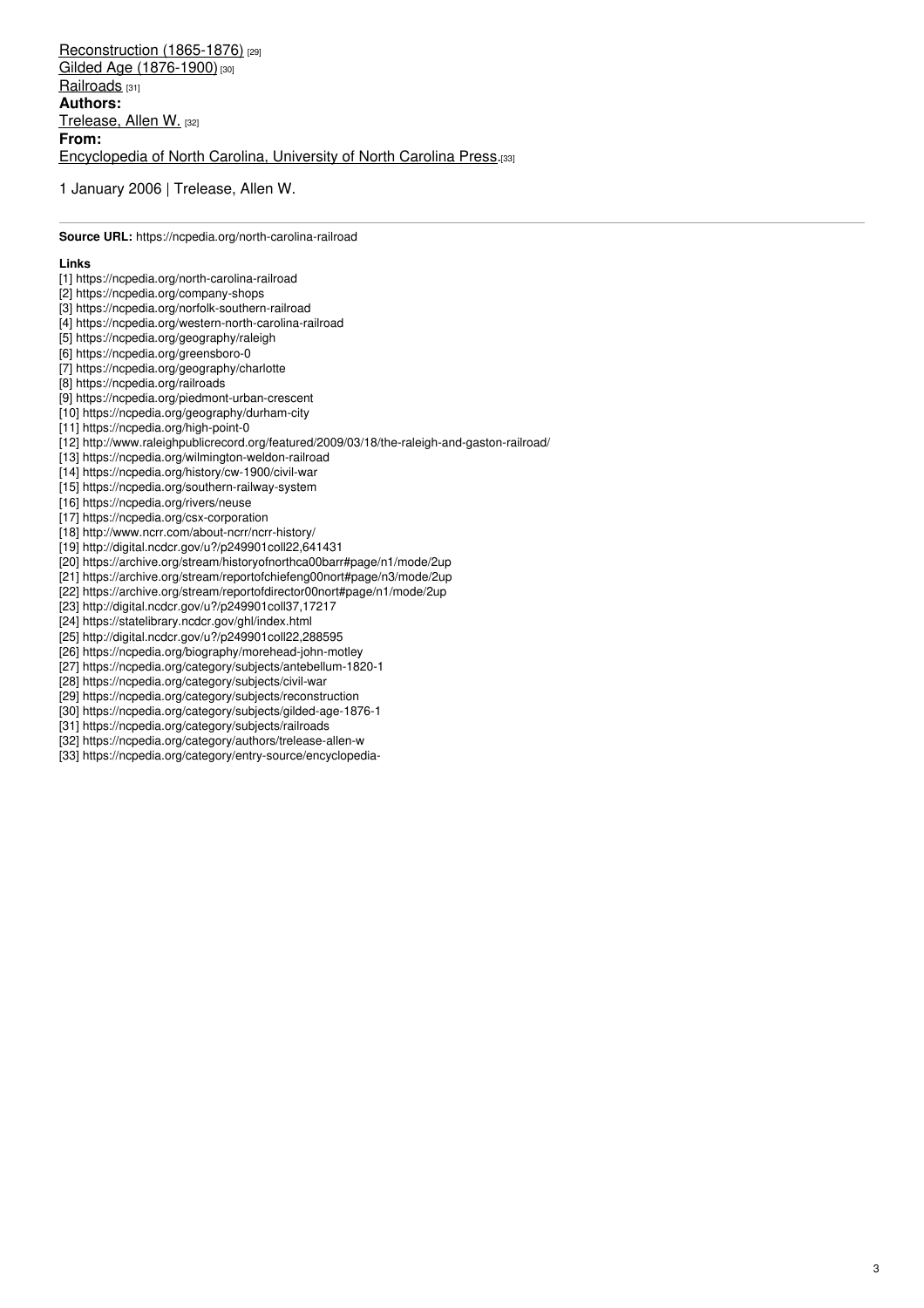[Reconstruction (1865-1876)](https://ncpedia.org/category/subjects/reconstruction) [29]
[Gilded Age (1876-1900)](https://ncpedia.org/category/subjects/gilded-age-1876-1) [30]
[Railroads](https://ncpedia.org/category/subjects/railroads) [31]

**Authors:**

[Trelease, Allen W.](https://ncpedia.org/category/authors/trelease-allen-w) [32]

**From:**

[Encyclopedia of North Carolina, University of North Carolina Press.](https://ncpedia.org/category/entry-source/encyclopedia-) [33]

1 January 2006 | Trelease, Allen W.

---

**Source URL:** https://ncpedia.org/north-carolina-railroad

**Links**

[1] https://ncpedia.org/north-carolina-railroad
[2] https://ncpedia.org/company-shops
[3] https://ncpedia.org/norfolk-southern-railroad
[4] https://ncpedia.org/western-north-carolina-railroad
[5] https://ncpedia.org/geography/raleigh
[6] https://ncpedia.org/greensboro-0
[7] https://ncpedia.org/geography/charlotte
[8] https://ncpedia.org/railroads
[9] https://ncpedia.org/piedmont-urban-crescent
[10] https://ncpedia.org/geography/durham-city
[11] https://ncpedia.org/high-point-0
[12] http://www.raleighpublicrecord.org/featured/2009/03/18/the-raleigh-and-gaston-railroad/
[13] https://ncpedia.org/wilmington-weldon-railroad
[14] https://ncpedia.org/history/cw-1900/civil-war
[15] https://ncpedia.org/southern-railway-system
[16] https://ncpedia.org/rivers/neuse
[17] https://ncpedia.org/csx-corporation
[18] http://www.ncrr.com/about-ncrr/ncrr-history/
[19] http://digital.ncdcr.gov/u?/p249901coll22,641431
[20] https://archive.org/stream/historyofnorthca00barr#page/n1/mode/2up
[21] https://archive.org/stream/reportofchiefeng00nort#page/n3/mode/2up
[22] https://archive.org/stream/reportofdirector00nort#page/n1/mode/2up
[23] http://digital.ncdcr.gov/u?/p249901coll37,17217
[24] https://statelibrary.ncdcr.gov/ghl/index.html
[25] http://digital.ncdcr.gov/u?/p249901coll22,288595
[26] https://ncpedia.org/biography/morehead-john-motley
[27] https://ncpedia.org/category/subjects/antebellum-1820-1
[28] https://ncpedia.org/category/subjects/civil-war
[29] https://ncpedia.org/category/subjects/reconstruction
[30] https://ncpedia.org/category/subjects/gilded-age-1876-1
[31] https://ncpedia.org/category/subjects/railroads
[32] https://ncpedia.org/category/authors/trelease-allen-w
[33] https://ncpedia.org/category/entry-source/encyclopedia-